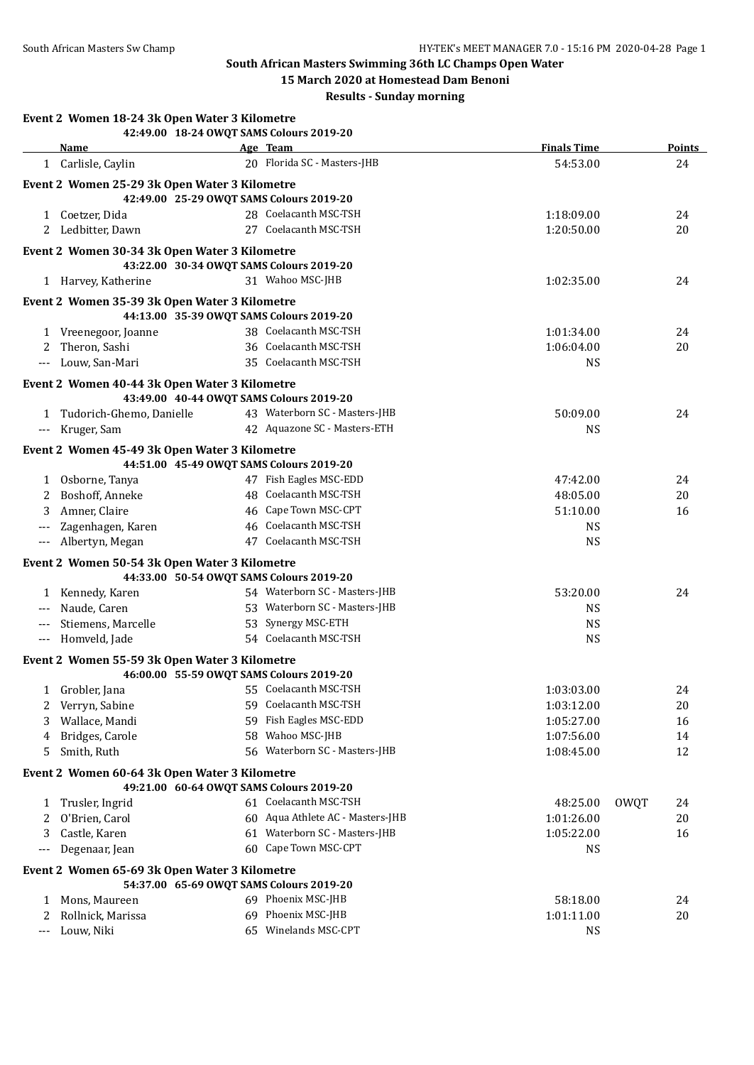# South African Masters Swimming 36th LC Champs Open Water

**15 March 2020 at Homestead Dam Benoni**

**Results - Sunday morning**

## Event 2 Women 18-24 3k Open Water 3 Kilometre

42:49.00 18-24 OWQT SAMS Colours 2019-20

| | Name | Age | Team | Finals Time | | Points |
|---|---|---|---|---|---|---|
| 1 | Carlisle, Caylin | 20 | Florida SC - Masters-JHB | 54:53.00 | | 24 |

## Event 2 Women 25-29 3k Open Water 3 Kilometre

42:49.00 25-29 OWQT SAMS Colours 2019-20

| | Name | Age | Team | Finals Time | | Points |
|---|---|---|---|---|---|---|
| 1 | Coetzer, Dida | 28 | Coelacanth MSC-TSH | 1:18:09.00 | | 24 |
| 2 | Ledbitter, Dawn | 27 | Coelacanth MSC-TSH | 1:20:50.00 | | 20 |

## Event 2 Women 30-34 3k Open Water 3 Kilometre

43:22.00 30-34 OWQT SAMS Colours 2019-20

| | Name | Age | Team | Finals Time | | Points |
|---|---|---|---|---|---|---|
| 1 | Harvey, Katherine | 31 | Wahoo MSC-JHB | 1:02:35.00 | | 24 |

## Event 2 Women 35-39 3k Open Water 3 Kilometre

44:13.00 35-39 OWQT SAMS Colours 2019-20

| | Name | Age | Team | Finals Time | | Points |
|---|---|---|---|---|---|---|
| 1 | Vreenegoor, Joanne | 38 | Coelacanth MSC-TSH | 1:01:34.00 | | 24 |
| 2 | Theron, Sashi | 36 | Coelacanth MSC-TSH | 1:06:04.00 | | 20 |
| --- | Louw, San-Mari | 35 | Coelacanth MSC-TSH | NS | | |

## Event 2 Women 40-44 3k Open Water 3 Kilometre

43:49.00 40-44 OWQT SAMS Colours 2019-20

| | Name | Age | Team | Finals Time | | Points |
|---|---|---|---|---|---|---|
| 1 | Tudorich-Ghemo, Danielle | 43 | Waterborn SC - Masters-JHB | 50:09.00 | | 24 |
| --- | Kruger, Sam | 42 | Aquazone SC - Masters-ETH | NS | | |

## Event 2 Women 45-49 3k Open Water 3 Kilometre

44:51.00 45-49 OWQT SAMS Colours 2019-20

| | Name | Age | Team | Finals Time | | Points |
|---|---|---|---|---|---|---|
| 1 | Osborne, Tanya | 47 | Fish Eagles MSC-EDD | 47:42.00 | | 24 |
| 2 | Boshoff, Anneke | 48 | Coelacanth MSC-TSH | 48:05.00 | | 20 |
| 3 | Amner, Claire | 46 | Cape Town MSC-CPT | 51:10.00 | | 16 |
| --- | Zagenhagen, Karen | 46 | Coelacanth MSC-TSH | NS | | |
| --- | Albertyn, Megan | 47 | Coelacanth MSC-TSH | NS | | |

## Event 2 Women 50-54 3k Open Water 3 Kilometre

44:33.00 50-54 OWQT SAMS Colours 2019-20

| | Name | Age | Team | Finals Time | | Points |
|---|---|---|---|---|---|---|
| 1 | Kennedy, Karen | 54 | Waterborn SC - Masters-JHB | 53:20.00 | | 24 |
| --- | Naude, Caren | 53 | Waterborn SC - Masters-JHB | NS | | |
| --- | Stiemens, Marcelle | 53 | Synergy MSC-ETH | NS | | |
| --- | Homveld, Jade | 54 | Coelacanth MSC-TSH | NS | | |

## Event 2 Women 55-59 3k Open Water 3 Kilometre

46:00.00 55-59 OWQT SAMS Colours 2019-20

| | Name | Age | Team | Finals Time | | Points |
|---|---|---|---|---|---|---|
| 1 | Grobler, Jana | 55 | Coelacanth MSC-TSH | 1:03:03.00 | | 24 |
| 2 | Verryn, Sabine | 59 | Coelacanth MSC-TSH | 1:03:12.00 | | 20 |
| 3 | Wallace, Mandi | 59 | Fish Eagles MSC-EDD | 1:05:27.00 | | 16 |
| 4 | Bridges, Carole | 58 | Wahoo MSC-JHB | 1:07:56.00 | | 14 |
| 5 | Smith, Ruth | 56 | Waterborn SC - Masters-JHB | 1:08:45.00 | | 12 |

## Event 2 Women 60-64 3k Open Water 3 Kilometre

49:21.00 60-64 OWQT SAMS Colours 2019-20

| | Name | Age | Team | Finals Time | | Points |
|---|---|---|---|---|---|---|
| 1 | Trusler, Ingrid | 61 | Coelacanth MSC-TSH | 48:25.00 | OWQT | 24 |
| 2 | O'Brien, Carol | 60 | Aqua Athlete AC - Masters-JHB | 1:01:26.00 | | 20 |
| 3 | Castle, Karen | 61 | Waterborn SC - Masters-JHB | 1:05:22.00 | | 16 |
| --- | Degenaar, Jean | 60 | Cape Town MSC-CPT | NS | | |

## Event 2 Women 65-69 3k Open Water 3 Kilometre

54:37.00 65-69 OWQT SAMS Colours 2019-20

| | Name | Age | Team | Finals Time | | Points |
|---|---|---|---|---|---|---|
| 1 | Mons, Maureen | 69 | Phoenix MSC-JHB | 58:18.00 | | 24 |
| 2 | Rollnick, Marissa | 69 | Phoenix MSC-JHB | 1:01:11.00 | | 20 |
| --- | Louw, Niki | 65 | Winelands MSC-CPT | NS | | |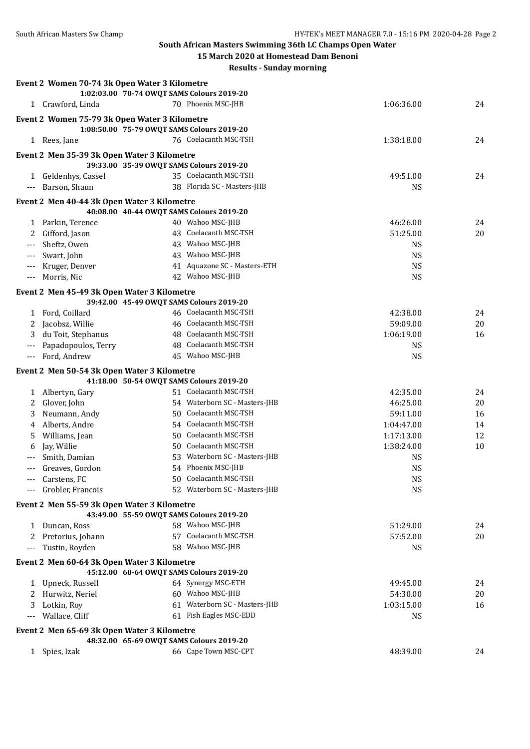## South African Masters Swimming 36th LC Champs Open Water

### 15 March 2020 at Homestead Dam Benoni

### Results - Sunday morning

**Event 2 Women 70-74 3k Open Water 3 Kilometre**

1:02:03.00 70-74 OWQT SAMS Colours 2019-20

| Place | Name | Age | Team | Time | Points |
|---|---|---|---|---|---|
| 1 | Crawford, Linda | 70 | Phoenix MSC-JHB | 1:06:36.00 | 24 |

**Event 2 Women 75-79 3k Open Water 3 Kilometre**

1:08:50.00 75-79 OWQT SAMS Colours 2019-20

| Place | Name | Age | Team | Time | Points |
|---|---|---|---|---|---|
| 1 | Rees, Jane | 76 | Coelacanth MSC-TSH | 1:38:18.00 | 24 |

**Event 2 Men 35-39 3k Open Water 3 Kilometre**

39:33.00 35-39 OWQT SAMS Colours 2019-20

| Place | Name | Age | Team | Time | Points |
|---|---|---|---|---|---|
| 1 | Geldenhys, Cassel | 35 | Coelacanth MSC-TSH | 49:51.00 | 24 |
| --- | Barson, Shaun | 38 | Florida SC - Masters-JHB | NS | |

**Event 2 Men 40-44 3k Open Water 3 Kilometre**

40:08.00 40-44 OWQT SAMS Colours 2019-20

| Place | Name | Age | Team | Time | Points |
|---|---|---|---|---|---|
| 1 | Parkin, Terence | 40 | Wahoo MSC-JHB | 46:26.00 | 24 |
| 2 | Gifford, Jason | 43 | Coelacanth MSC-TSH | 51:25.00 | 20 |
| --- | Sheftz, Owen | 43 | Wahoo MSC-JHB | NS | |
| --- | Swart, John | 43 | Wahoo MSC-JHB | NS | |
| --- | Kruger, Denver | 41 | Aquazone SC - Masters-ETH | NS | |
| --- | Morris, Nic | 42 | Wahoo MSC-JHB | NS | |

**Event 2 Men 45-49 3k Open Water 3 Kilometre**

39:42.00 45-49 OWQT SAMS Colours 2019-20

| Place | Name | Age | Team | Time | Points |
|---|---|---|---|---|---|
| 1 | Ford, Coillard | 46 | Coelacanth MSC-TSH | 42:38.00 | 24 |
| 2 | Jacobsz, Willie | 46 | Coelacanth MSC-TSH | 59:09.00 | 20 |
| 3 | du Toit, Stephanus | 48 | Coelacanth MSC-TSH | 1:06:19.00 | 16 |
| --- | Papadopoulos, Terry | 48 | Coelacanth MSC-TSH | NS | |
| --- | Ford, Andrew | 45 | Wahoo MSC-JHB | NS | |

**Event 2 Men 50-54 3k Open Water 3 Kilometre**

41:18.00 50-54 OWQT SAMS Colours 2019-20

| Place | Name | Age | Team | Time | Points |
|---|---|---|---|---|---|
| 1 | Albertyn, Gary | 51 | Coelacanth MSC-TSH | 42:35.00 | 24 |
| 2 | Glover, John | 54 | Waterborn SC - Masters-JHB | 46:25.00 | 20 |
| 3 | Neumann, Andy | 50 | Coelacanth MSC-TSH | 59:11.00 | 16 |
| 4 | Alberts, Andre | 54 | Coelacanth MSC-TSH | 1:04:47.00 | 14 |
| 5 | Williams, Jean | 50 | Coelacanth MSC-TSH | 1:17:13.00 | 12 |
| 6 | Jay, Willie | 50 | Coelacanth MSC-TSH | 1:38:24.00 | 10 |
| --- | Smith, Damian | 53 | Waterborn SC - Masters-JHB | NS | |
| --- | Greaves, Gordon | 54 | Phoenix MSC-JHB | NS | |
| --- | Carstens, FC | 50 | Coelacanth MSC-TSH | NS | |
| --- | Grobler, Francois | 52 | Waterborn SC - Masters-JHB | NS | |

**Event 2 Men 55-59 3k Open Water 3 Kilometre**

43:49.00 55-59 OWQT SAMS Colours 2019-20

| Place | Name | Age | Team | Time | Points |
|---|---|---|---|---|---|
| 1 | Duncan, Ross | 58 | Wahoo MSC-JHB | 51:29.00 | 24 |
| 2 | Pretorius, Johann | 57 | Coelacanth MSC-TSH | 57:52.00 | 20 |
| --- | Tustin, Royden | 58 | Wahoo MSC-JHB | NS | |

**Event 2 Men 60-64 3k Open Water 3 Kilometre**

45:12.00 60-64 OWQT SAMS Colours 2019-20

| Place | Name | Age | Team | Time | Points |
|---|---|---|---|---|---|
| 1 | Upneck, Russell | 64 | Synergy MSC-ETH | 49:45.00 | 24 |
| 2 | Hurwitz, Neriel | 60 | Wahoo MSC-JHB | 54:30.00 | 20 |
| 3 | Lotkin, Roy | 61 | Waterborn SC - Masters-JHB | 1:03:15.00 | 16 |
| --- | Wallace, Cliff | 61 | Fish Eagles MSC-EDD | NS | |

**Event 2 Men 65-69 3k Open Water 3 Kilometre**

48:32.00 65-69 OWQT SAMS Colours 2019-20

| Place | Name | Age | Team | Time | Points |
|---|---|---|---|---|---|
| 1 | Spies, Izak | 66 | Cape Town MSC-CPT | 48:39.00 | 24 |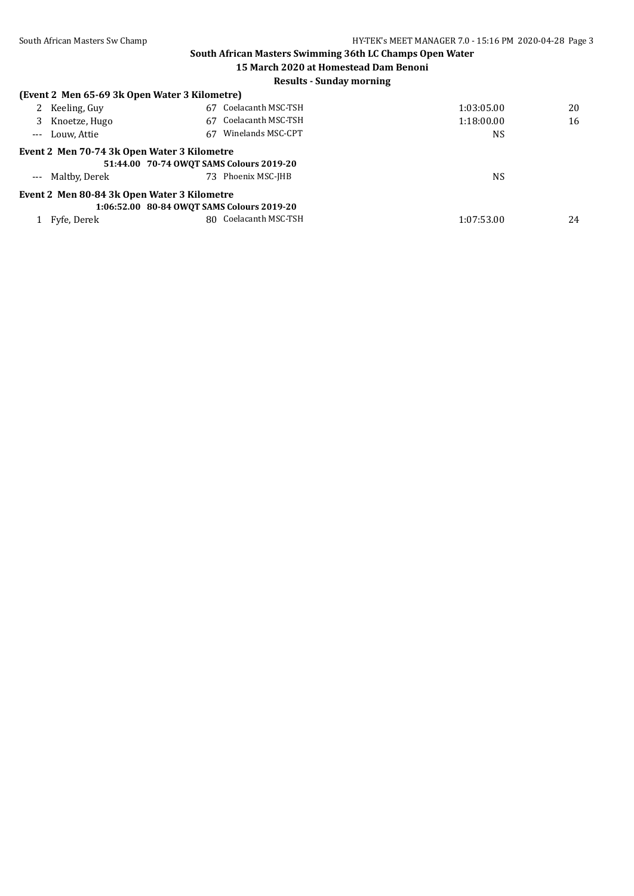## South African Masters Swimming 36th LC Champs Open Water

### 15 March 2020 at Homestead Dam Benoni

### Results - Sunday morning

**(Event 2 Men 65-69 3k Open Water 3 Kilometre)**

| | | | | | |
|---|---|---|---|---|---|
| 2 | Keeling, Guy | 67 | Coelacanth MSC-TSH | 1:03:05.00 | 20 |
| 3 | Knoetze, Hugo | 67 | Coelacanth MSC-TSH | 1:18:00.00 | 16 |
| --- | Louw, Attie | 67 | Winelands MSC-CPT | NS | |

**Event 2 Men 70-74 3k Open Water 3 Kilometre**

**51:44.00 70-74 OWQT SAMS Colours 2019-20**

| | | | | | |
|---|---|---|---|---|---|
| --- | Maltby, Derek | 73 | Phoenix MSC-JHB | NS | |

**Event 2 Men 80-84 3k Open Water 3 Kilometre**

**1:06:52.00 80-84 OWQT SAMS Colours 2019-20**

| | | | | | |
|---|---|---|---|---|---|
| 1 | Fyfe, Derek | 80 | Coelacanth MSC-TSH | 1:07:53.00 | 24 |